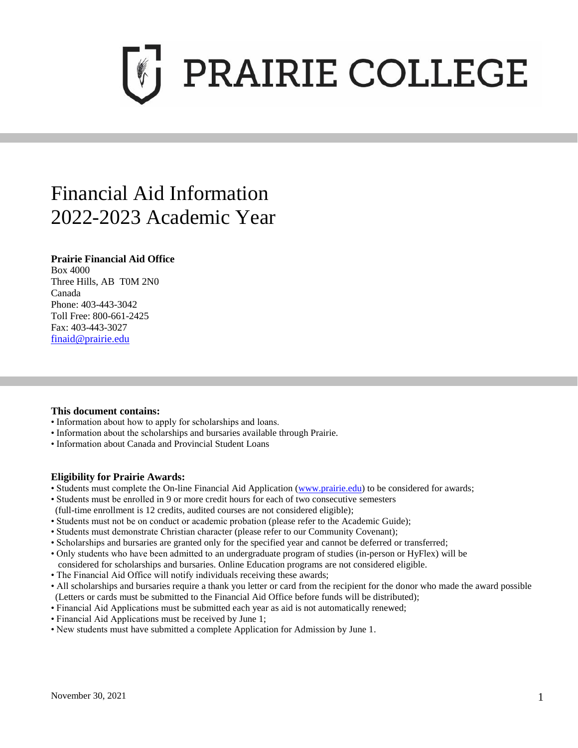# PRAIRIE COLLEGE

# Financial Aid Information
# 2022-2023 Academic Year

**Prairie Financial Aid Office**
Box 4000
Three Hills, AB T0M 2N0
Canada
Phone: 403-443-3042
Toll Free: 800-661-2425
Fax: 403-443-3027
finaid@prairie.edu

### This document contains:

- Information about how to apply for scholarships and loans.
- Information about the scholarships and bursaries available through Prairie.
- Information about Canada and Provincial Student Loans

### Eligibility for Prairie Awards:

- Students must complete the On-line Financial Aid Application (www.prairie.edu) to be considered for awards;
- Students must be enrolled in 9 or more credit hours for each of two consecutive semesters (full-time enrollment is 12 credits, audited courses are not considered eligible);
- Students must not be on conduct or academic probation (please refer to the Academic Guide);
- Students must demonstrate Christian character (please refer to our Community Covenant);
- Scholarships and bursaries are granted only for the specified year and cannot be deferred or transferred;
- Only students who have been admitted to an undergraduate program of studies (in-person or HyFlex) will be considered for scholarships and bursaries. Online Education programs are not considered eligible.
- The Financial Aid Office will notify individuals receiving these awards;
- All scholarships and bursaries require a thank you letter or card from the recipient for the donor who made the award possible (Letters or cards must be submitted to the Financial Aid Office before funds will be distributed);
- Financial Aid Applications must be submitted each year as aid is not automatically renewed;
- Financial Aid Applications must be received by June 1;
- New students must have submitted a complete Application for Admission by June 1.

November 30, 2021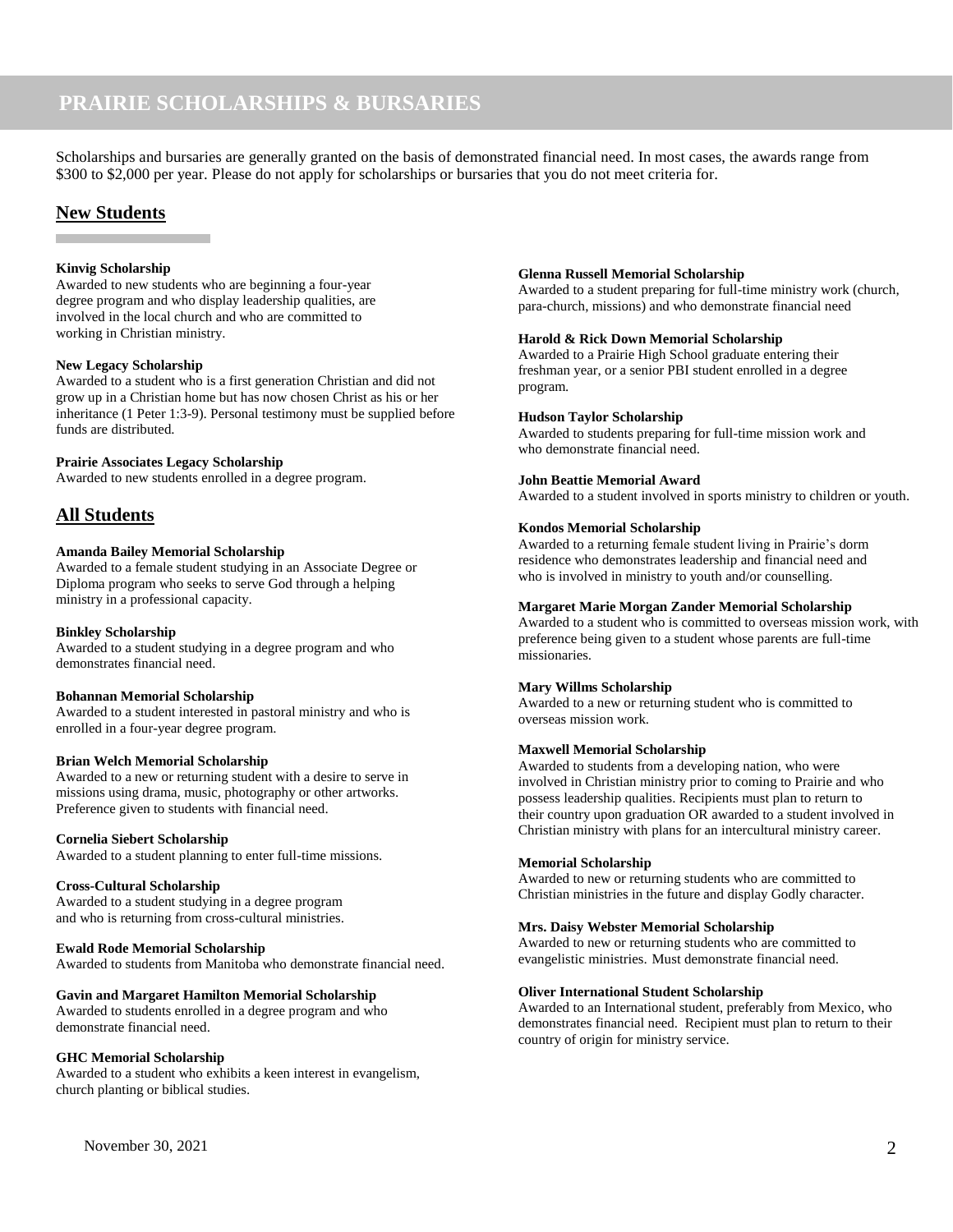# PRAIRIE SCHOLARSHIPS & BURSARIES

Scholarships and bursaries are generally granted on the basis of demonstrated financial need. In most cases, the awards range from $300 to $2,000 per year. Please do not apply for scholarships or bursaries that you do not meet criteria for.

## New Students

**Kinvig Scholarship**
Awarded to new students who are beginning a four-year degree program and who display leadership qualities, are involved in the local church and who are committed to working in Christian ministry.

**New Legacy Scholarship**
Awarded to a student who is a first generation Christian and did not grow up in a Christian home but has now chosen Christ as his or her inheritance (1 Peter 1:3-9). Personal testimony must be supplied before funds are distributed.

**Prairie Associates Legacy Scholarship**
Awarded to new students enrolled in a degree program.

## All Students

**Amanda Bailey Memorial Scholarship**
Awarded to a female student studying in an Associate Degree or Diploma program who seeks to serve God through a helping ministry in a professional capacity.

**Binkley Scholarship**
Awarded to a student studying in a degree program and who demonstrates financial need.

**Bohannan Memorial Scholarship**
Awarded to a student interested in pastoral ministry and who is enrolled in a four-year degree program.

**Brian Welch Memorial Scholarship**
Awarded to a new or returning student with a desire to serve in missions using drama, music, photography or other artworks. Preference given to students with financial need.

**Cornelia Siebert Scholarship**
Awarded to a student planning to enter full-time missions.

**Cross-Cultural Scholarship**
Awarded to a student studying in a degree program and who is returning from cross-cultural ministries.

**Ewald Rode Memorial Scholarship**
Awarded to students from Manitoba who demonstrate financial need.

**Gavin and Margaret Hamilton Memorial Scholarship**
Awarded to students enrolled in a degree program and who demonstrate financial need.

**GHC Memorial Scholarship**
Awarded to a student who exhibits a keen interest in evangelism, church planting or biblical studies.

**Glenna Russell Memorial Scholarship**
Awarded to a student preparing for full-time ministry work (church, para-church, missions) and who demonstrate financial need

**Harold & Rick Down Memorial Scholarship**
Awarded to a Prairie High School graduate entering their freshman year, or a senior PBI student enrolled in a degree program.

**Hudson Taylor Scholarship**
Awarded to students preparing for full-time mission work and who demonstrate financial need.

**John Beattie Memorial Award**
Awarded to a student involved in sports ministry to children or youth.

**Kondos Memorial Scholarship**
Awarded to a returning female student living in Prairie's dorm residence who demonstrates leadership and financial need and who is involved in ministry to youth and/or counselling.

**Margaret Marie Morgan Zander Memorial Scholarship**
Awarded to a student who is committed to overseas mission work, with preference being given to a student whose parents are full-time missionaries.

**Mary Willms Scholarship**
Awarded to a new or returning student who is committed to overseas mission work.

**Maxwell Memorial Scholarship**
Awarded to students from a developing nation, who were involved in Christian ministry prior to coming to Prairie and who possess leadership qualities. Recipients must plan to return to their country upon graduation OR awarded to a student involved in Christian ministry with plans for an intercultural ministry career.

**Memorial Scholarship**
Awarded to new or returning students who are committed to Christian ministries in the future and display Godly character.

**Mrs. Daisy Webster Memorial Scholarship**
Awarded to new or returning students who are committed to evangelistic ministries. Must demonstrate financial need.

**Oliver International Student Scholarship**
Awarded to an International student, preferably from Mexico, who demonstrates financial need. Recipient must plan to return to their country of origin for ministry service.

November 30, 2021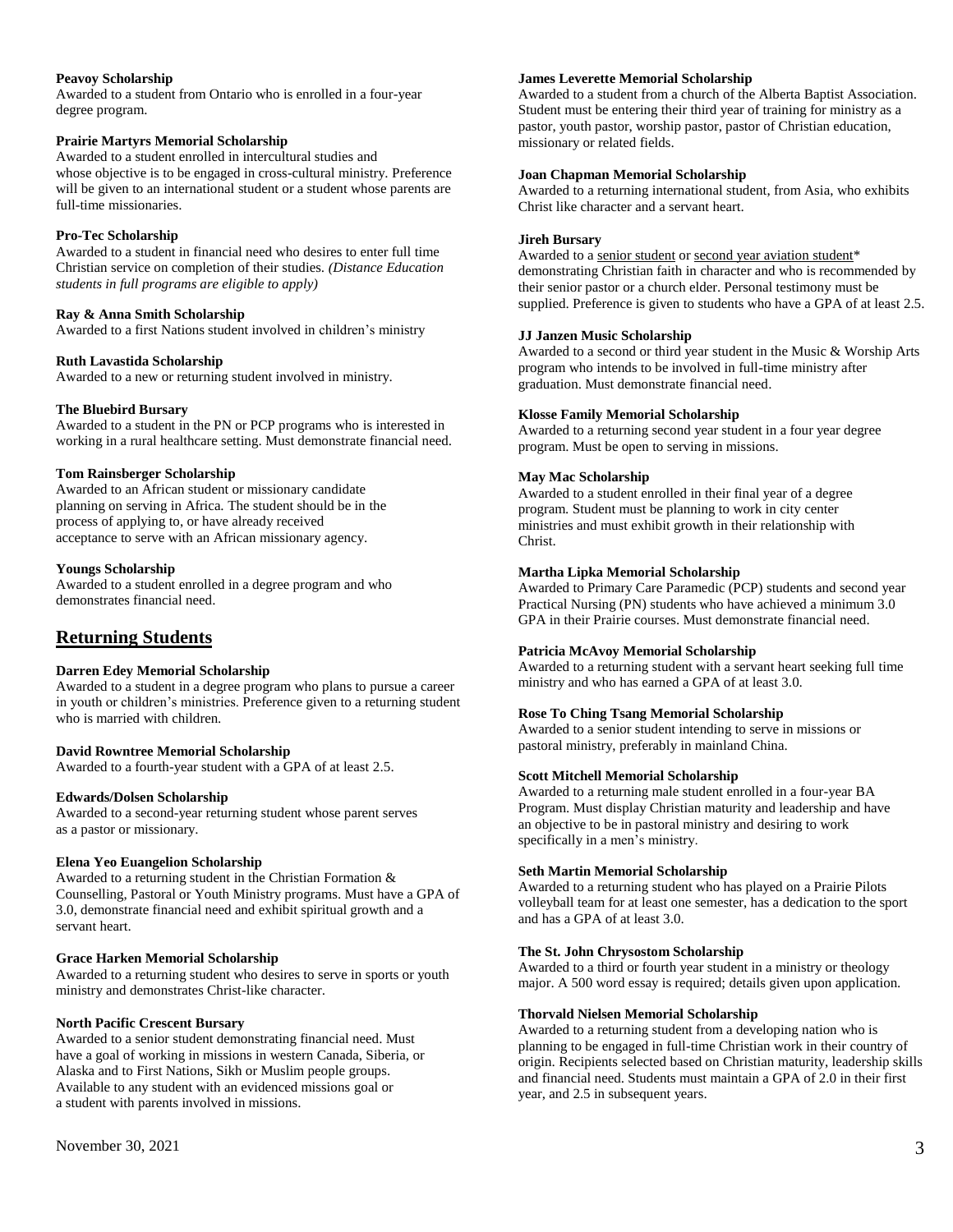**Peavoy Scholarship**
Awarded to a student from Ontario who is enrolled in a four-year degree program.

**Prairie Martyrs Memorial Scholarship**
Awarded to a student enrolled in intercultural studies and whose objective is to be engaged in cross-cultural ministry. Preference will be given to an international student or a student whose parents are full-time missionaries.

**Pro-Tec Scholarship**
Awarded to a student in financial need who desires to enter full time Christian service on completion of their studies. *(Distance Education students in full programs are eligible to apply)*

**Ray & Anna Smith Scholarship**
Awarded to a first Nations student involved in children's ministry

**Ruth Lavastida Scholarship**
Awarded to a new or returning student involved in ministry.

**The Bluebird Bursary**
Awarded to a student in the PN or PCP programs who is interested in working in a rural healthcare setting. Must demonstrate financial need.

**Tom Rainsberger Scholarship**
Awarded to an African student or missionary candidate planning on serving in Africa. The student should be in the process of applying to, or have already received acceptance to serve with an African missionary agency.

**Youngs Scholarship**
Awarded to a student enrolled in a degree program and who demonstrates financial need.

## Returning Students

**Darren Edey Memorial Scholarship**
Awarded to a student in a degree program who plans to pursue a career in youth or children's ministries. Preference given to a returning student who is married with children.

**David Rowntree Memorial Scholarship**
Awarded to a fourth-year student with a GPA of at least 2.5.

**Edwards/Dolsen Scholarship**
Awarded to a second-year returning student whose parent serves as a pastor or missionary.

**Elena Yeo Euangelion Scholarship**
Awarded to a returning student in the Christian Formation & Counselling, Pastoral or Youth Ministry programs. Must have a GPA of 3.0, demonstrate financial need and exhibit spiritual growth and a servant heart.

**Grace Harken Memorial Scholarship**
Awarded to a returning student who desires to serve in sports or youth ministry and demonstrates Christ-like character.

**North Pacific Crescent Bursary**
Awarded to a senior student demonstrating financial need. Must have a goal of working in missions in western Canada, Siberia, or Alaska and to First Nations, Sikh or Muslim people groups. Available to any student with an evidenced missions goal or a student with parents involved in missions.

**James Leverette Memorial Scholarship**
Awarded to a student from a church of the Alberta Baptist Association. Student must be entering their third year of training for ministry as a pastor, youth pastor, worship pastor, pastor of Christian education, missionary or related fields.

**Joan Chapman Memorial Scholarship**
Awarded to a returning international student, from Asia, who exhibits Christ like character and a servant heart.

**Jireh Bursary**
Awarded to a senior student or second year aviation student* demonstrating Christian faith in character and who is recommended by their senior pastor or a church elder. Personal testimony must be supplied. Preference is given to students who have a GPA of at least 2.5.

**JJ Janzen Music Scholarship**
Awarded to a second or third year student in the Music & Worship Arts program who intends to be involved in full-time ministry after graduation. Must demonstrate financial need.

**Klosse Family Memorial Scholarship**
Awarded to a returning second year student in a four year degree program. Must be open to serving in missions.

**May Mac Scholarship**
Awarded to a student enrolled in their final year of a degree program. Student must be planning to work in city center ministries and must exhibit growth in their relationship with Christ.

**Martha Lipka Memorial Scholarship**
Awarded to Primary Care Paramedic (PCP) students and second year Practical Nursing (PN) students who have achieved a minimum 3.0 GPA in their Prairie courses. Must demonstrate financial need.

**Patricia McAvoy Memorial Scholarship**
Awarded to a returning student with a servant heart seeking full time ministry and who has earned a GPA of at least 3.0.

**Rose To Ching Tsang Memorial Scholarship**
Awarded to a senior student intending to serve in missions or pastoral ministry, preferably in mainland China.

**Scott Mitchell Memorial Scholarship**
Awarded to a returning male student enrolled in a four-year BA Program. Must display Christian maturity and leadership and have an objective to be in pastoral ministry and desiring to work specifically in a men's ministry.

**Seth Martin Memorial Scholarship**
Awarded to a returning student who has played on a Prairie Pilots volleyball team for at least one semester, has a dedication to the sport and has a GPA of at least 3.0.

**The St. John Chrysostom Scholarship**
Awarded to a third or fourth year student in a ministry or theology major. A 500 word essay is required; details given upon application.

**Thorvald Nielsen Memorial Scholarship**
Awarded to a returning student from a developing nation who is planning to be engaged in full-time Christian work in their country of origin. Recipients selected based on Christian maturity, leadership skills and financial need. Students must maintain a GPA of 2.0 in their first year, and 2.5 in subsequent years.

November 30, 2021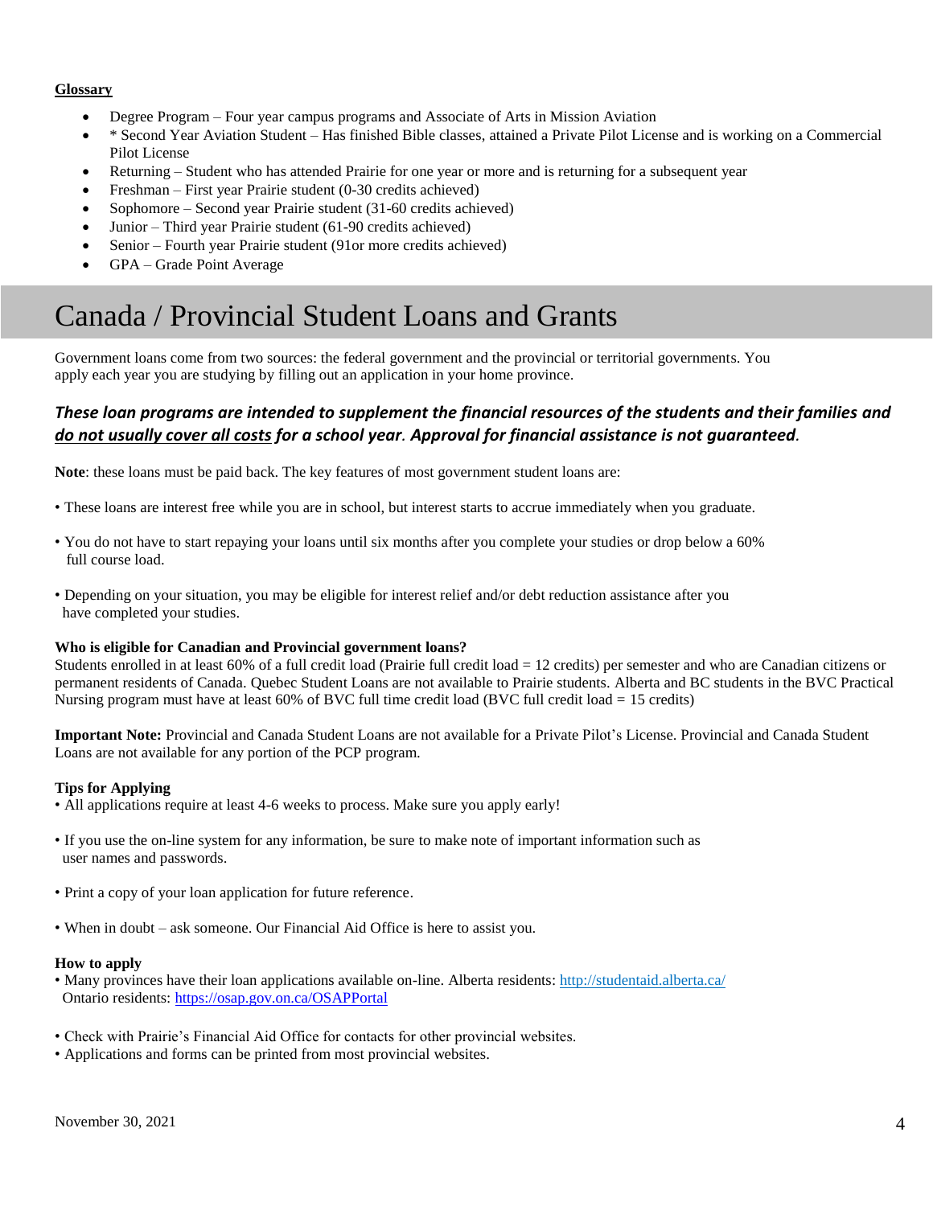**Glossary**

- Degree Program – Four year campus programs and Associate of Arts in Mission Aviation
- * Second Year Aviation Student – Has finished Bible classes, attained a Private Pilot License and is working on a Commercial Pilot License
- Returning – Student who has attended Prairie for one year or more and is returning for a subsequent year
- Freshman – First year Prairie student (0-30 credits achieved)
- Sophomore – Second year Prairie student (31-60 credits achieved)
- Junior – Third year Prairie student (61-90 credits achieved)
- Senior – Fourth year Prairie student (91or more credits achieved)
- GPA – Grade Point Average

# Canada / Provincial Student Loans and Grants

Government loans come from two sources: the federal government and the provincial or territorial governments. You apply each year you are studying by filling out an application in your home province.

***These loan programs are intended to supplement the financial resources of the students and their families and <u>do not usually cover all costs</u> for a school year. Approval for financial assistance is not guaranteed.***

**Note**: these loans must be paid back. The key features of most government student loans are:

- These loans are interest free while you are in school, but interest starts to accrue immediately when you graduate.
- You do not have to start repaying your loans until six months after you complete your studies or drop below a 60% full course load.
- Depending on your situation, you may be eligible for interest relief and/or debt reduction assistance after you have completed your studies.

**Who is eligible for Canadian and Provincial government loans?**
Students enrolled in at least 60% of a full credit load (Prairie full credit load = 12 credits) per semester and who are Canadian citizens or permanent residents of Canada. Quebec Student Loans are not available to Prairie students. Alberta and BC students in the BVC Practical Nursing program must have at least 60% of BVC full time credit load (BVC full credit load = 15 credits)

**Important Note:** Provincial and Canada Student Loans are not available for a Private Pilot's License. Provincial and Canada Student Loans are not available for any portion of the PCP program.

**Tips for Applying**

- All applications require at least 4-6 weeks to process. Make sure you apply early!
- If you use the on-line system for any information, be sure to make note of important information such as user names and passwords.
- Print a copy of your loan application for future reference.
- When in doubt – ask someone. Our Financial Aid Office is here to assist you.

**How to apply**

- Many provinces have their loan applications available on-line. Alberta residents: http://studentaid.alberta.ca/ Ontario residents: https://osap.gov.on.ca/OSAPPortal
- Check with Prairie's Financial Aid Office for contacts for other provincial websites.
- Applications and forms can be printed from most provincial websites.

November 30, 2021